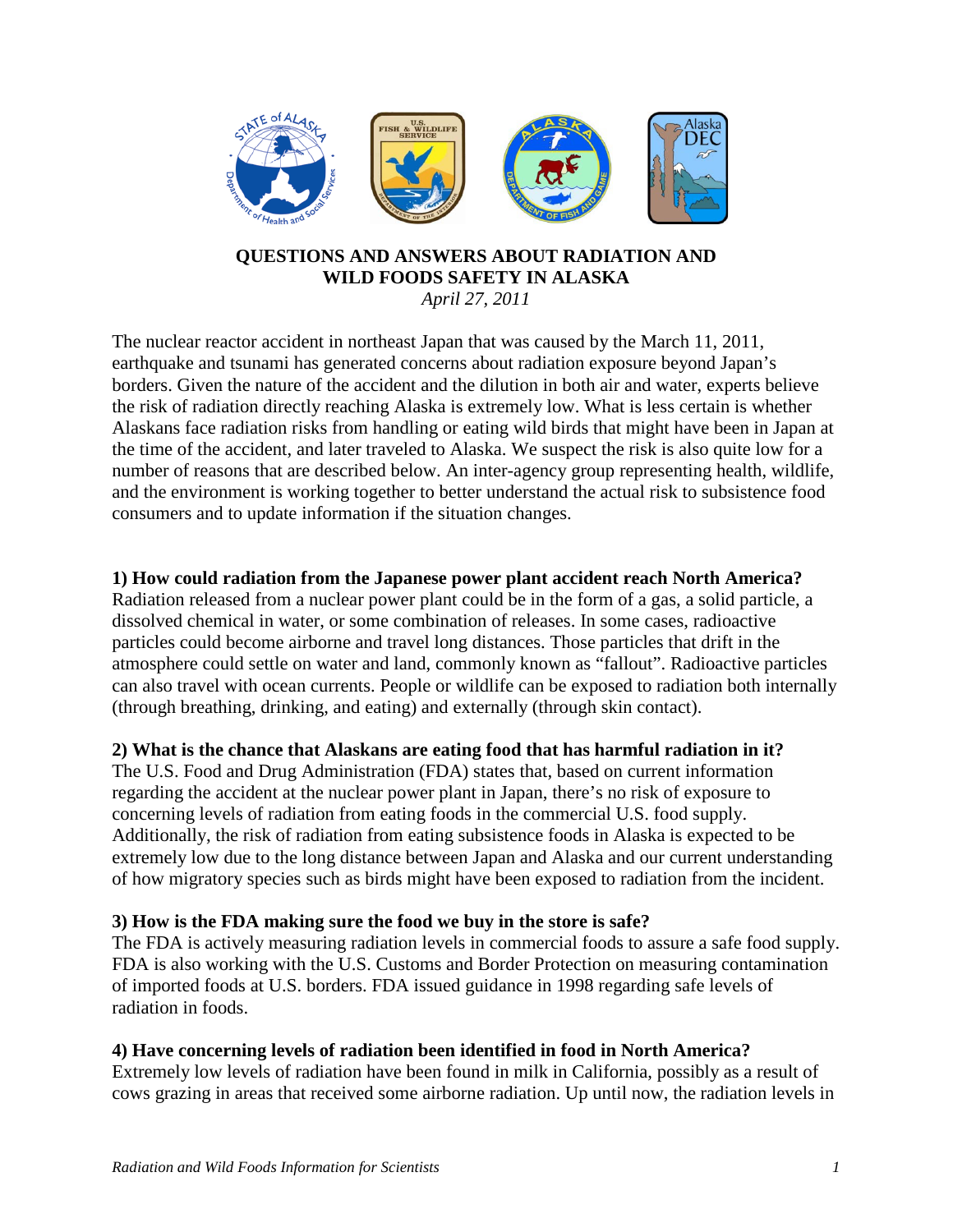# QUESTIONS AND ANSWERS ABOUT RADIATION AND WILD FOODS SAFETY IN ALASKA

*April 27, 2011*

The nuclear reactor accident in northeast Japan that was caused by the March 11, 2011, earthquake and tsunami has generated concerns about radiation exposure beyond Japan's borders. Given the nature of the accident and the dilution in both air and water, experts believe the risk of radiation directly reaching Alaska is extremely low. What is less certain is whether Alaskans face radiation risks from handling or eating wild birds that might have been in Japan at the time of the accident, and later traveled to Alaska. We suspect the risk is also quite low for a number of reasons that are described below. An inter-agency group representing health, wildlife, and the environment is working together to better understand the actual risk to subsistence food consumers and to update information if the situation changes.

**1) How could radiation from the Japanese power plant accident reach North America?**
Radiation released from a nuclear power plant could be in the form of a gas, a solid particle, a dissolved chemical in water, or some combination of releases. In some cases, radioactive particles could become airborne and travel long distances. Those particles that drift in the atmosphere could settle on water and land, commonly known as "fallout". Radioactive particles can also travel with ocean currents. People or wildlife can be exposed to radiation both internally (through breathing, drinking, and eating) and externally (through skin contact).

**2) What is the chance that Alaskans are eating food that has harmful radiation in it?**
The U.S. Food and Drug Administration (FDA) states that, based on current information regarding the accident at the nuclear power plant in Japan, there's no risk of exposure to concerning levels of radiation from eating foods in the commercial U.S. food supply. Additionally, the risk of radiation from eating subsistence foods in Alaska is expected to be extremely low due to the long distance between Japan and Alaska and our current understanding of how migratory species such as birds might have been exposed to radiation from the incident.

**3) How is the FDA making sure the food we buy in the store is safe?**
The FDA is actively measuring radiation levels in commercial foods to assure a safe food supply. FDA is also working with the U.S. Customs and Border Protection on measuring contamination of imported foods at U.S. borders. FDA issued guidance in 1998 regarding safe levels of radiation in foods.

**4) Have concerning levels of radiation been identified in food in North America?**
Extremely low levels of radiation have been found in milk in California, possibly as a result of cows grazing in areas that received some airborne radiation. Up until now, the radiation levels in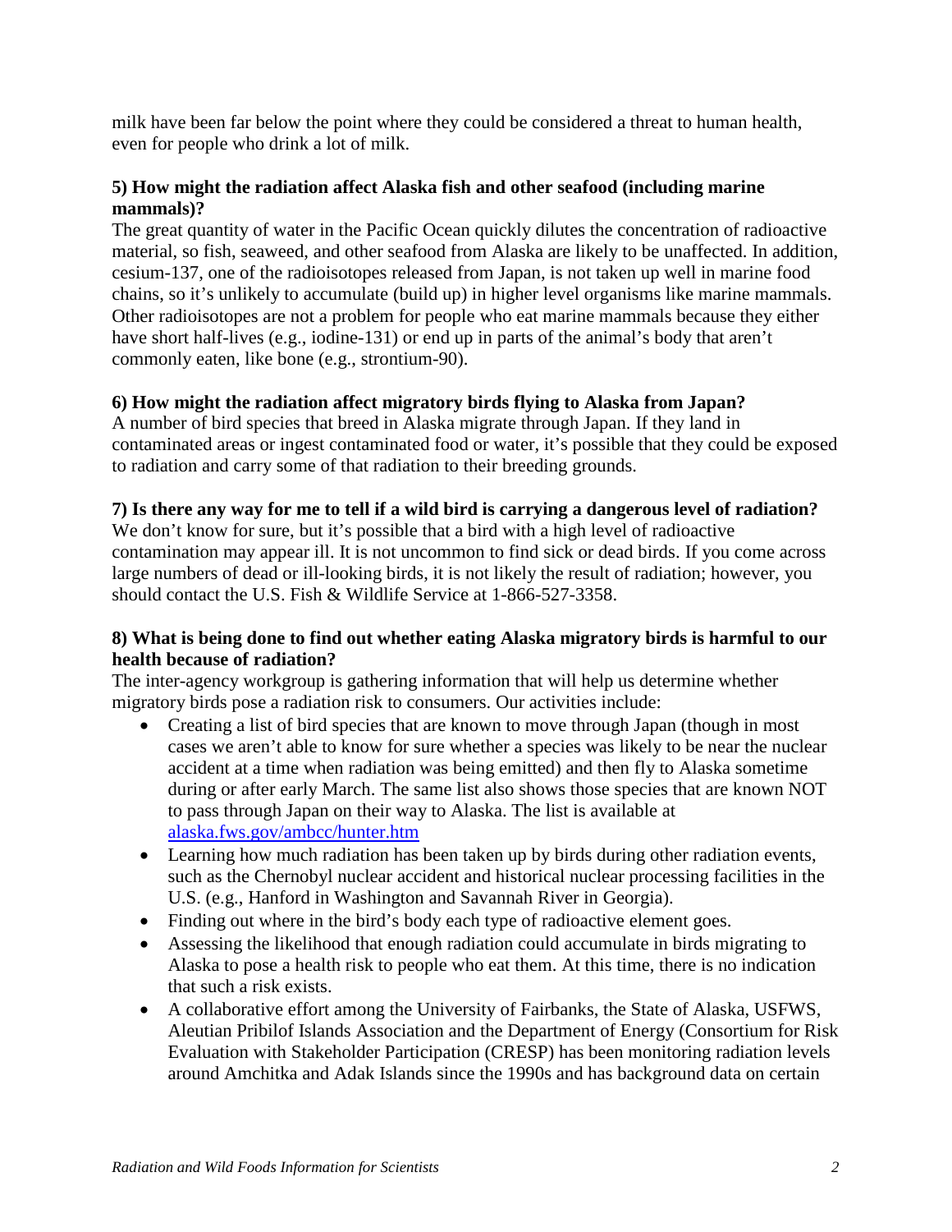milk have been far below the point where they could be considered a threat to human health, even for people who drink a lot of milk.

**5) How might the radiation affect Alaska fish and other seafood (including marine mammals)?**

The great quantity of water in the Pacific Ocean quickly dilutes the concentration of radioactive material, so fish, seaweed, and other seafood from Alaska are likely to be unaffected. In addition, cesium-137, one of the radioisotopes released from Japan, is not taken up well in marine food chains, so it's unlikely to accumulate (build up) in higher level organisms like marine mammals. Other radioisotopes are not a problem for people who eat marine mammals because they either have short half-lives (e.g., iodine-131) or end up in parts of the animal's body that aren't commonly eaten, like bone (e.g., strontium-90).

**6) How might the radiation affect migratory birds flying to Alaska from Japan?**

A number of bird species that breed in Alaska migrate through Japan. If they land in contaminated areas or ingest contaminated food or water, it's possible that they could be exposed to radiation and carry some of that radiation to their breeding grounds.

**7) Is there any way for me to tell if a wild bird is carrying a dangerous level of radiation?**

We don't know for sure, but it's possible that a bird with a high level of radioactive contamination may appear ill. It is not uncommon to find sick or dead birds. If you come across large numbers of dead or ill-looking birds, it is not likely the result of radiation; however, you should contact the U.S. Fish & Wildlife Service at 1-866-527-3358.

**8) What is being done to find out whether eating Alaska migratory birds is harmful to our health because of radiation?**

The inter-agency workgroup is gathering information that will help us determine whether migratory birds pose a radiation risk to consumers. Our activities include:

- Creating a list of bird species that are known to move through Japan (though in most cases we aren't able to know for sure whether a species was likely to be near the nuclear accident at a time when radiation was being emitted) and then fly to Alaska sometime during or after early March. The same list also shows those species that are known NOT to pass through Japan on their way to Alaska. The list is available at [alaska.fws.gov/ambcc/hunter.htm](alaska.fws.gov/ambcc/hunter.htm)
- Learning how much radiation has been taken up by birds during other radiation events, such as the Chernobyl nuclear accident and historical nuclear processing facilities in the U.S. (e.g., Hanford in Washington and Savannah River in Georgia).
- Finding out where in the bird's body each type of radioactive element goes.
- Assessing the likelihood that enough radiation could accumulate in birds migrating to Alaska to pose a health risk to people who eat them. At this time, there is no indication that such a risk exists.
- A collaborative effort among the University of Fairbanks, the State of Alaska, USFWS, Aleutian Pribilof Islands Association and the Department of Energy (Consortium for Risk Evaluation with Stakeholder Participation (CRESP) has been monitoring radiation levels around Amchitka and Adak Islands since the 1990s and has background data on certain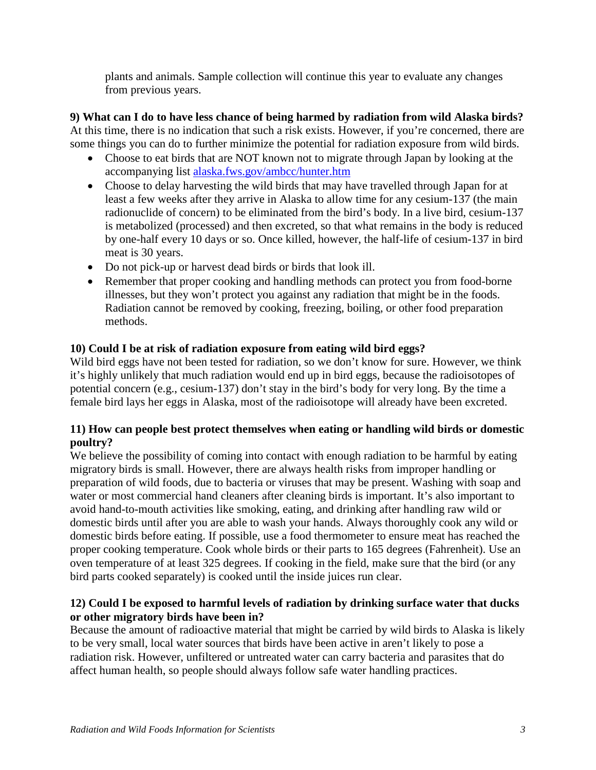plants and animals. Sample collection will continue this year to evaluate any changes from previous years.

**9) What can I do to have less chance of being harmed by radiation from wild Alaska birds?**
At this time, there is no indication that such a risk exists. However, if you're concerned, there are some things you can do to further minimize the potential for radiation exposure from wild birds.

- Choose to eat birds that are NOT known not to migrate through Japan by looking at the accompanying list [alaska.fws.gov/ambcc/hunter.htm](alaska.fws.gov/ambcc/hunter.htm)
- Choose to delay harvesting the wild birds that may have travelled through Japan for at least a few weeks after they arrive in Alaska to allow time for any cesium-137 (the main radionuclide of concern) to be eliminated from the bird's body. In a live bird, cesium-137 is metabolized (processed) and then excreted, so that what remains in the body is reduced by one-half every 10 days or so. Once killed, however, the half-life of cesium-137 in bird meat is 30 years.
- Do not pick-up or harvest dead birds or birds that look ill.
- Remember that proper cooking and handling methods can protect you from food-borne illnesses, but they won't protect you against any radiation that might be in the foods. Radiation cannot be removed by cooking, freezing, boiling, or other food preparation methods.

**10) Could I be at risk of radiation exposure from eating wild bird eggs?**
Wild bird eggs have not been tested for radiation, so we don't know for sure. However, we think it's highly unlikely that much radiation would end up in bird eggs, because the radioisotopes of potential concern (e.g., cesium-137) don't stay in the bird's body for very long. By the time a female bird lays her eggs in Alaska, most of the radioisotope will already have been excreted.

**11) How can people best protect themselves when eating or handling wild birds or domestic poultry?**
We believe the possibility of coming into contact with enough radiation to be harmful by eating migratory birds is small. However, there are always health risks from improper handling or preparation of wild foods, due to bacteria or viruses that may be present. Washing with soap and water or most commercial hand cleaners after cleaning birds is important. It's also important to avoid hand-to-mouth activities like smoking, eating, and drinking after handling raw wild or domestic birds until after you are able to wash your hands. Always thoroughly cook any wild or domestic birds before eating. If possible, use a food thermometer to ensure meat has reached the proper cooking temperature. Cook whole birds or their parts to 165 degrees (Fahrenheit). Use an oven temperature of at least 325 degrees. If cooking in the field, make sure that the bird (or any bird parts cooked separately) is cooked until the inside juices run clear.

**12) Could I be exposed to harmful levels of radiation by drinking surface water that ducks or other migratory birds have been in?**
Because the amount of radioactive material that might be carried by wild birds to Alaska is likely to be very small, local water sources that birds have been active in aren't likely to pose a radiation risk. However, unfiltered or untreated water can carry bacteria and parasites that do affect human health, so people should always follow safe water handling practices.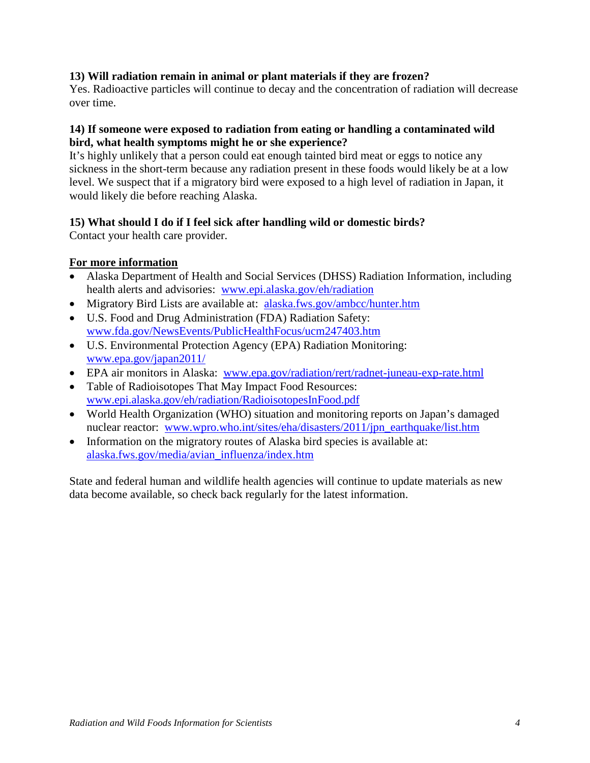**13) Will radiation remain in animal or plant materials if they are frozen?**
Yes. Radioactive particles will continue to decay and the concentration of radiation will decrease over time.

**14) If someone were exposed to radiation from eating or handling a contaminated wild bird, what health symptoms might he or she experience?**
It's highly unlikely that a person could eat enough tainted bird meat or eggs to notice any sickness in the short-term because any radiation present in these foods would likely be at a low level. We suspect that if a migratory bird were exposed to a high level of radiation in Japan, it would likely die before reaching Alaska.

**15) What should I do if I feel sick after handling wild or domestic birds?**
Contact your health care provider.

**For more information**

- Alaska Department of Health and Social Services (DHSS) Radiation Information, including health alerts and advisories: www.epi.alaska.gov/eh/radiation
- Migratory Bird Lists are available at: alaska.fws.gov/ambcc/hunter.htm
- U.S. Food and Drug Administration (FDA) Radiation Safety: www.fda.gov/NewsEvents/PublicHealthFocus/ucm247403.htm
- U.S. Environmental Protection Agency (EPA) Radiation Monitoring: www.epa.gov/japan2011/
- EPA air monitors in Alaska: www.epa.gov/radiation/rert/radnet-juneau-exp-rate.html
- Table of Radioisotopes That May Impact Food Resources: www.epi.alaska.gov/eh/radiation/RadioisotopesInFood.pdf
- World Health Organization (WHO) situation and monitoring reports on Japan's damaged nuclear reactor: www.wpro.who.int/sites/eha/disasters/2011/jpn_earthquake/list.htm
- Information on the migratory routes of Alaska bird species is available at: alaska.fws.gov/media/avian_influenza/index.htm

State and federal human and wildlife health agencies will continue to update materials as new data become available, so check back regularly for the latest information.